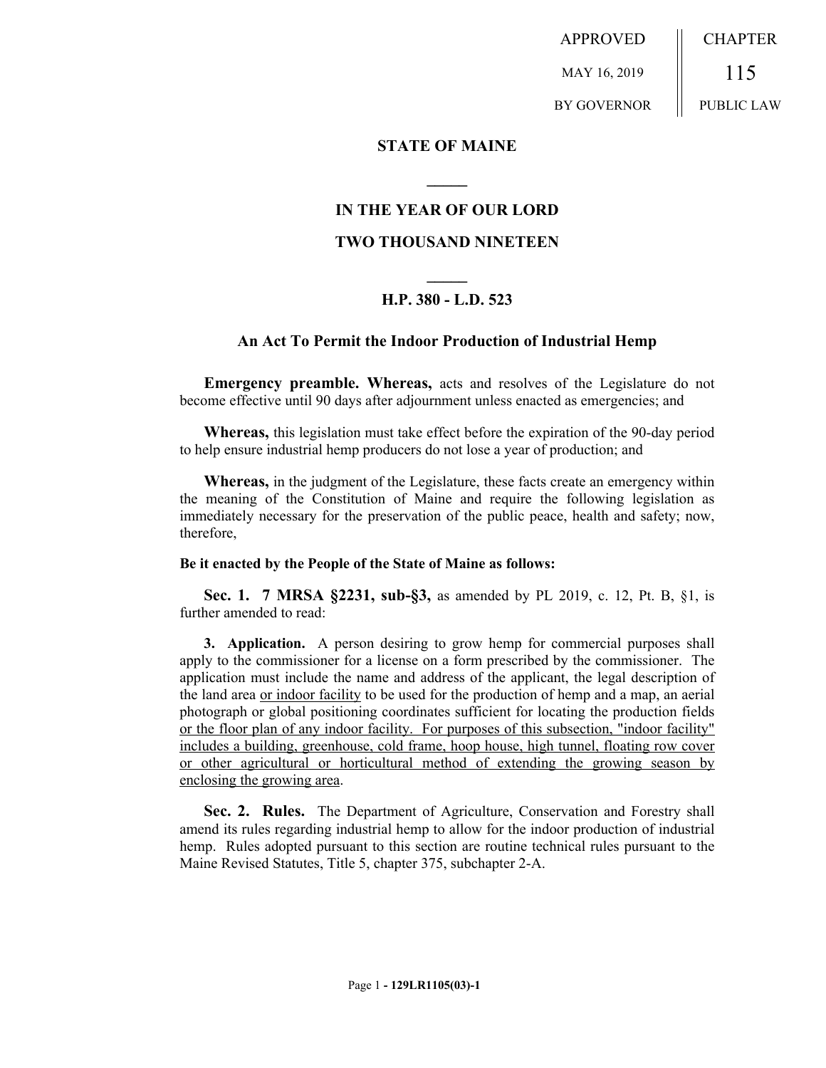APPROVED

MAY 16, 2019

BY GOVERNOR

CHAPTER

115

PUBLIC LAW

## STATE OF MAINE

## IN THE YEAR OF OUR LORD

## TWO THOUSAND NINETEEN

## H.P. 380 - L.D. 523

### An Act To Permit the Indoor Production of Industrial Hemp

**Emergency preamble. Whereas,** acts and resolves of the Legislature do not become effective until 90 days after adjournment unless enacted as emergencies; and

**Whereas,** this legislation must take effect before the expiration of the 90-day period to help ensure industrial hemp producers do not lose a year of production; and

**Whereas,** in the judgment of the Legislature, these facts create an emergency within the meaning of the Constitution of Maine and require the following legislation as immediately necessary for the preservation of the public peace, health and safety; now, therefore,

**Be it enacted by the People of the State of Maine as follows:**

**Sec. 1. 7 MRSA §2231, sub-§3,** as amended by PL 2019, c. 12, Pt. B, §1, is further amended to read:

**3. Application.** A person desiring to grow hemp for commercial purposes shall apply to the commissioner for a license on a form prescribed by the commissioner. The application must include the name and address of the applicant, the legal description of the land area <u>or indoor facility</u> to be used for the production of hemp and a map, an aerial photograph or global positioning coordinates sufficient for locating the production fields <u>or the floor plan of any indoor facility. For purposes of this subsection, "indoor facility" includes a building, greenhouse, cold frame, hoop house, high tunnel, floating row cover or other agricultural or horticultural method of extending the growing season by enclosing the growing area</u>.

**Sec. 2. Rules.** The Department of Agriculture, Conservation and Forestry shall amend its rules regarding industrial hemp to allow for the indoor production of industrial hemp. Rules adopted pursuant to this section are routine technical rules pursuant to the Maine Revised Statutes, Title 5, chapter 375, subchapter 2-A.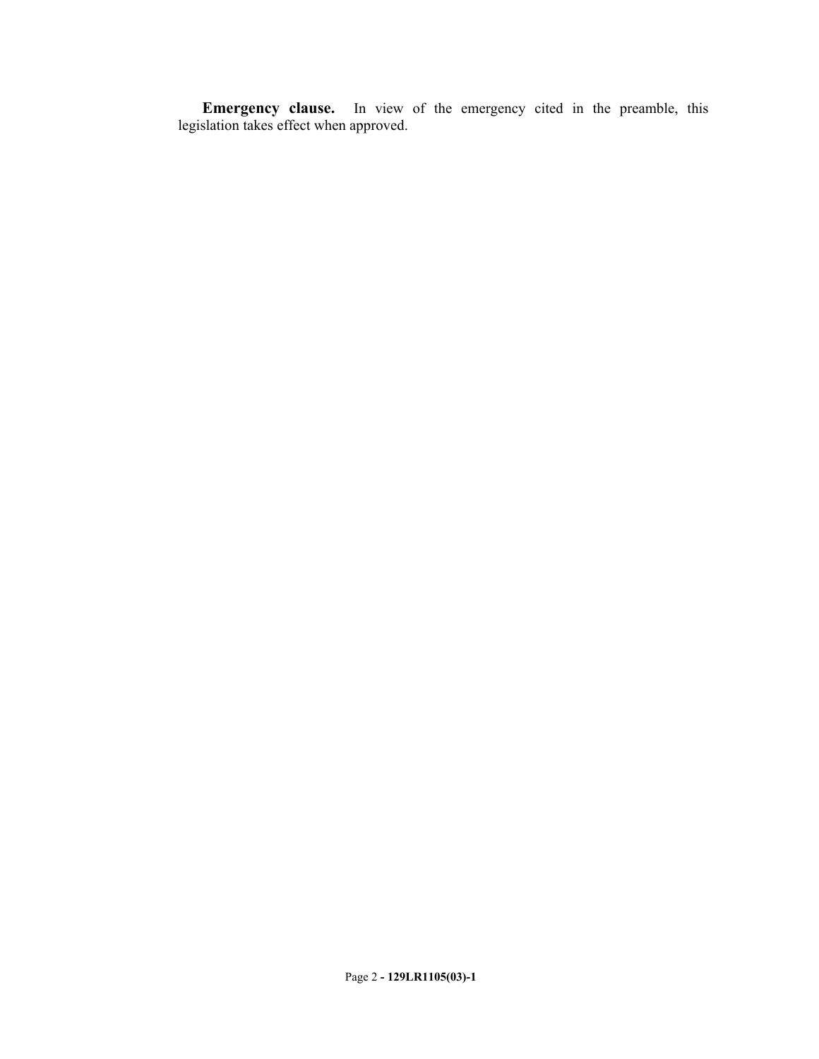**Emergency clause.** In view of the emergency cited in the preamble, this legislation takes effect when approved.